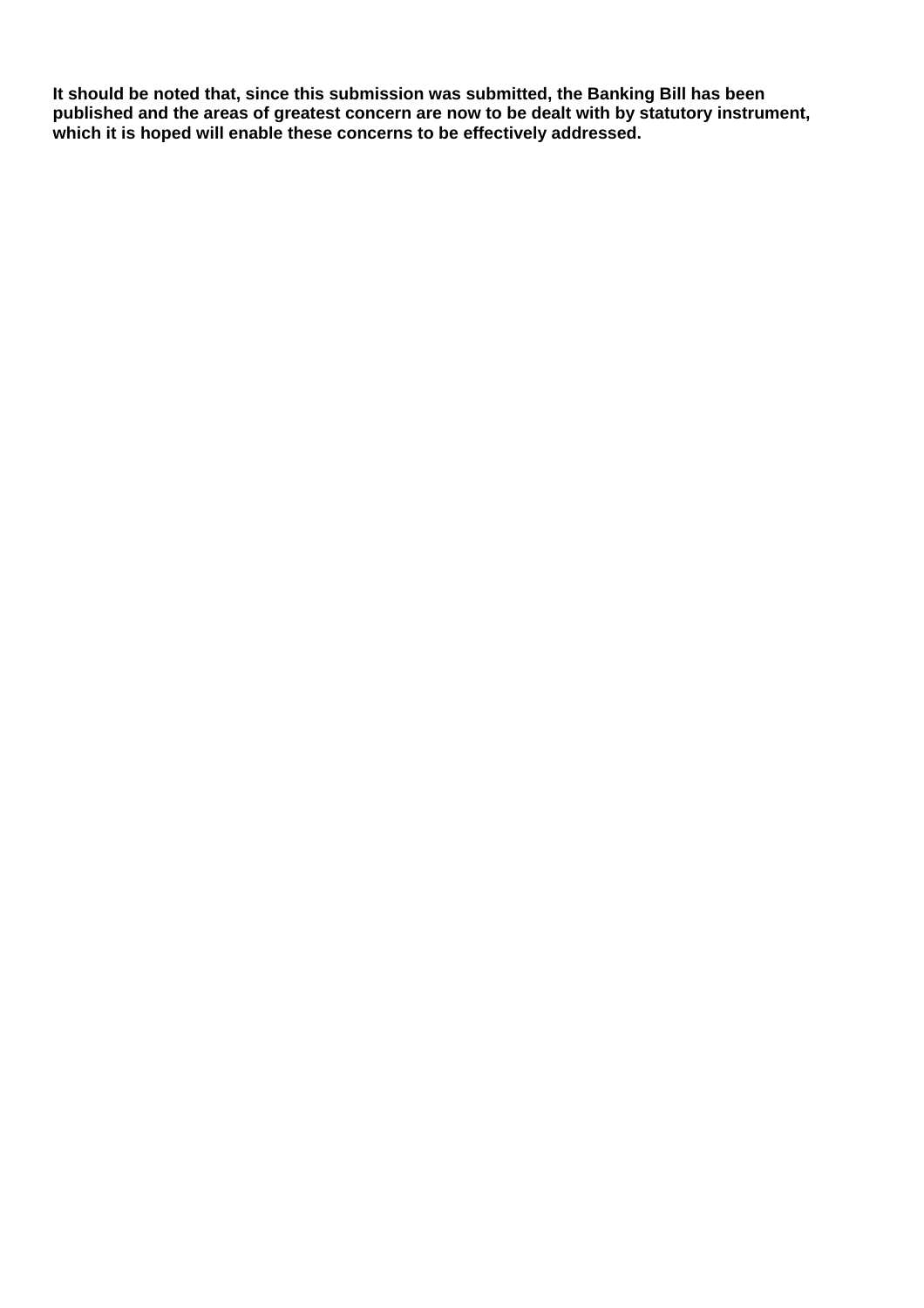**It should be noted that, since this submission was submitted, the Banking Bill has been published and the areas of greatest concern are now to be dealt with by statutory instrument, which it is hoped will enable these concerns to be effectively addressed.**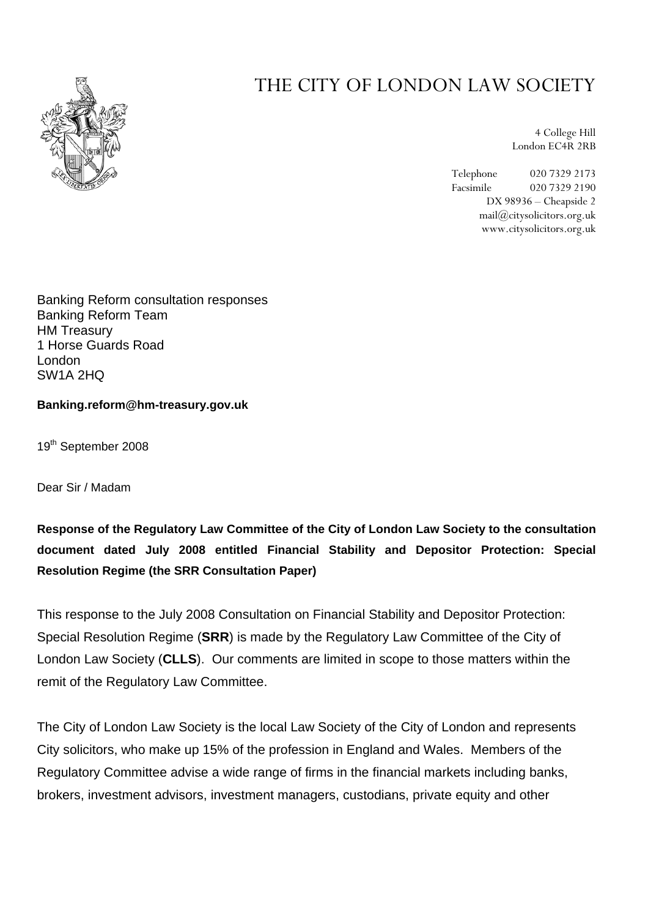# THE CITY OF LONDON LAW SOCIETY

4 College Hill
London EC4R 2RB

Telephone 020 7329 2173
Facsimile 020 7329 2190
DX 98936 – Cheapside 2
mail@citysolicitors.org.uk
www.citysolicitors.org.uk

Banking Reform consultation responses
Banking Reform Team
HM Treasury
1 Horse Guards Road
London
SW1A 2HQ

**Banking.reform@hm-treasury.gov.uk**

19th September 2008

Dear Sir / Madam

**Response of the Regulatory Law Committee of the City of London Law Society to the consultation document dated July 2008 entitled Financial Stability and Depositor Protection: Special Resolution Regime (the SRR Consultation Paper)**

This response to the July 2008 Consultation on Financial Stability and Depositor Protection: Special Resolution Regime (**SRR**) is made by the Regulatory Law Committee of the City of London Law Society (**CLLS**). Our comments are limited in scope to those matters within the remit of the Regulatory Law Committee.

The City of London Law Society is the local Law Society of the City of London and represents City solicitors, who make up 15% of the profession in England and Wales. Members of the Regulatory Committee advise a wide range of firms in the financial markets including banks, brokers, investment advisors, investment managers, custodians, private equity and other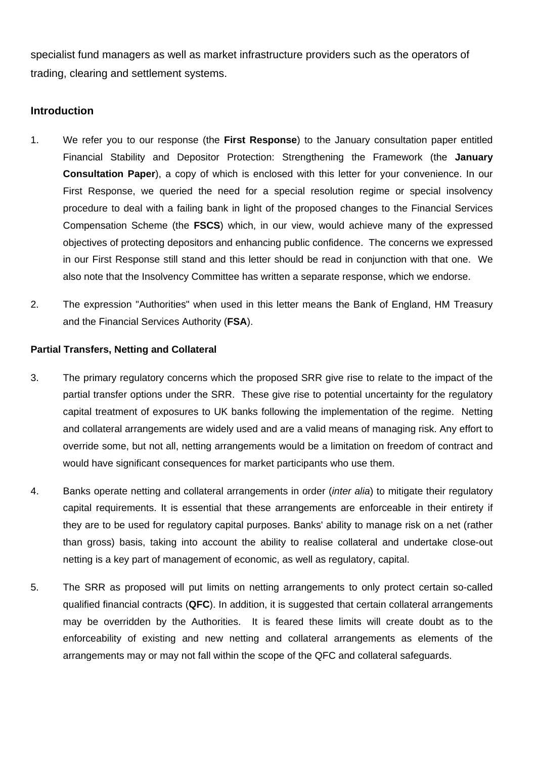specialist fund managers as well as market infrastructure providers such as the operators of trading, clearing and settlement systems.

## Introduction

1. We refer you to our response (the **First Response**) to the January consultation paper entitled Financial Stability and Depositor Protection: Strengthening the Framework (the **January Consultation Paper**), a copy of which is enclosed with this letter for your convenience. In our First Response, we queried the need for a special resolution regime or special insolvency procedure to deal with a failing bank in light of the proposed changes to the Financial Services Compensation Scheme (the **FSCS**) which, in our view, would achieve many of the expressed objectives of protecting depositors and enhancing public confidence. The concerns we expressed in our First Response still stand and this letter should be read in conjunction with that one. We also note that the Insolvency Committee has written a separate response, which we endorse.

2. The expression "Authorities" when used in this letter means the Bank of England, HM Treasury and the Financial Services Authority (**FSA**).

### Partial Transfers, Netting and Collateral

3. The primary regulatory concerns which the proposed SRR give rise to relate to the impact of the partial transfer options under the SRR. These give rise to potential uncertainty for the regulatory capital treatment of exposures to UK banks following the implementation of the regime. Netting and collateral arrangements are widely used and are a valid means of managing risk. Any effort to override some, but not all, netting arrangements would be a limitation on freedom of contract and would have significant consequences for market participants who use them.

4. Banks operate netting and collateral arrangements in order (*inter alia*) to mitigate their regulatory capital requirements. It is essential that these arrangements are enforceable in their entirety if they are to be used for regulatory capital purposes. Banks' ability to manage risk on a net (rather than gross) basis, taking into account the ability to realise collateral and undertake close-out netting is a key part of management of economic, as well as regulatory, capital.

5. The SRR as proposed will put limits on netting arrangements to only protect certain so-called qualified financial contracts (**QFC**). In addition, it is suggested that certain collateral arrangements may be overridden by the Authorities. It is feared these limits will create doubt as to the enforceability of existing and new netting and collateral arrangements as elements of the arrangements may or may not fall within the scope of the QFC and collateral safeguards.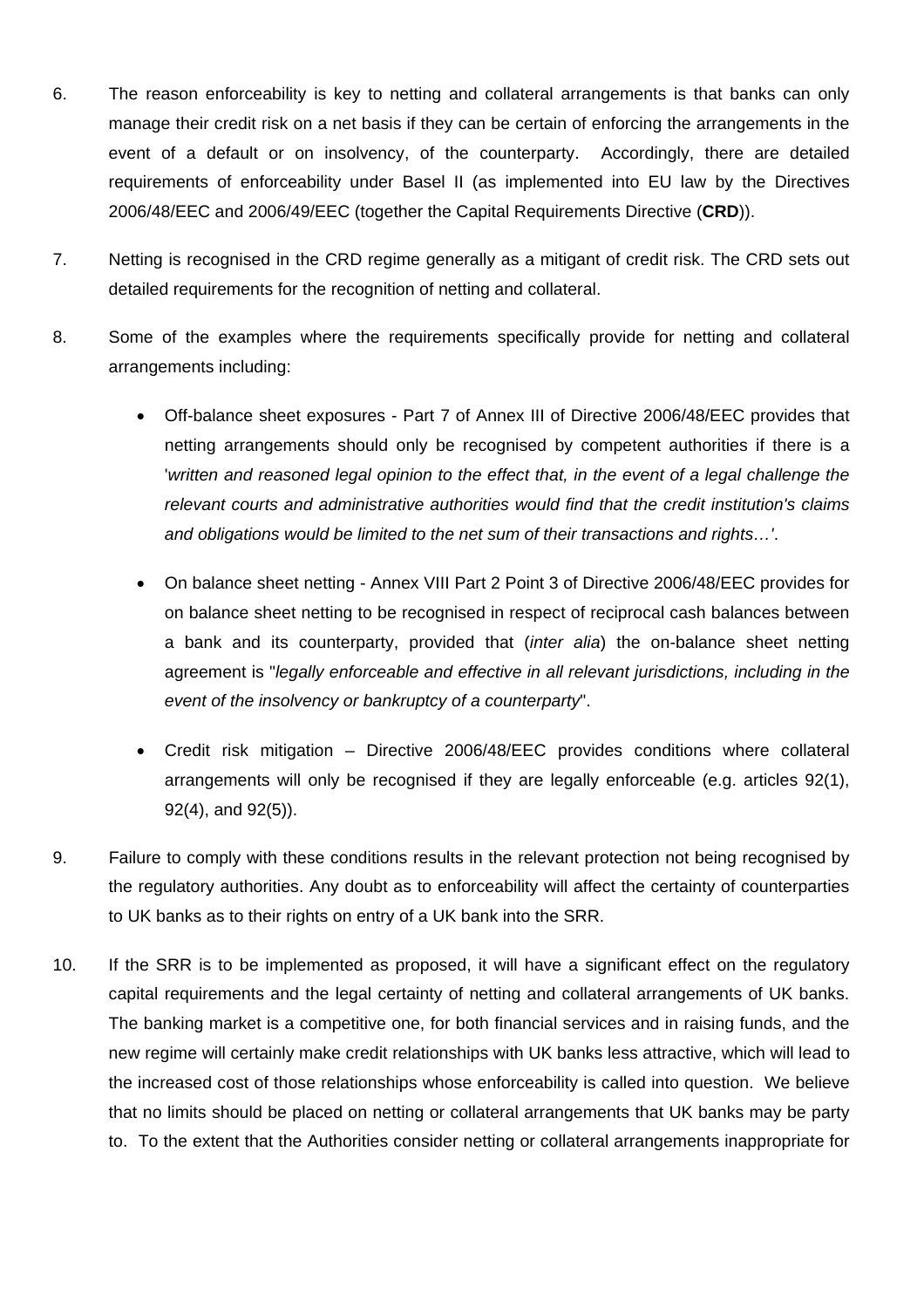6. The reason enforceability is key to netting and collateral arrangements is that banks can only manage their credit risk on a net basis if they can be certain of enforcing the arrangements in the event of a default or on insolvency, of the counterparty. Accordingly, there are detailed requirements of enforceability under Basel II (as implemented into EU law by the Directives 2006/48/EEC and 2006/49/EEC (together the Capital Requirements Directive (**CRD**)).

7. Netting is recognised in the CRD regime generally as a mitigant of credit risk. The CRD sets out detailed requirements for the recognition of netting and collateral.

8. Some of the examples where the requirements specifically provide for netting and collateral arrangements including:

   - Off-balance sheet exposures - Part 7 of Annex III of Directive 2006/48/EEC provides that netting arrangements should only be recognised by competent authorities if there is a '*written and reasoned legal opinion to the effect that, in the event of a legal challenge the relevant courts and administrative authorities would find that the credit institution's claims and obligations would be limited to the net sum of their transactions and rights…'*.

   - On balance sheet netting - Annex VIII Part 2 Point 3 of Directive 2006/48/EEC provides for on balance sheet netting to be recognised in respect of reciprocal cash balances between a bank and its counterparty, provided that (*inter alia*) the on-balance sheet netting agreement is "*legally enforceable and effective in all relevant jurisdictions, including in the event of the insolvency or bankruptcy of a counterparty*".

   - Credit risk mitigation – Directive 2006/48/EEC provides conditions where collateral arrangements will only be recognised if they are legally enforceable (e.g. articles 92(1), 92(4), and 92(5)).

9. Failure to comply with these conditions results in the relevant protection not being recognised by the regulatory authorities. Any doubt as to enforceability will affect the certainty of counterparties to UK banks as to their rights on entry of a UK bank into the SRR.

10. If the SRR is to be implemented as proposed, it will have a significant effect on the regulatory capital requirements and the legal certainty of netting and collateral arrangements of UK banks. The banking market is a competitive one, for both financial services and in raising funds, and the new regime will certainly make credit relationships with UK banks less attractive, which will lead to the increased cost of those relationships whose enforceability is called into question. We believe that no limits should be placed on netting or collateral arrangements that UK banks may be party to. To the extent that the Authorities consider netting or collateral arrangements inappropriate for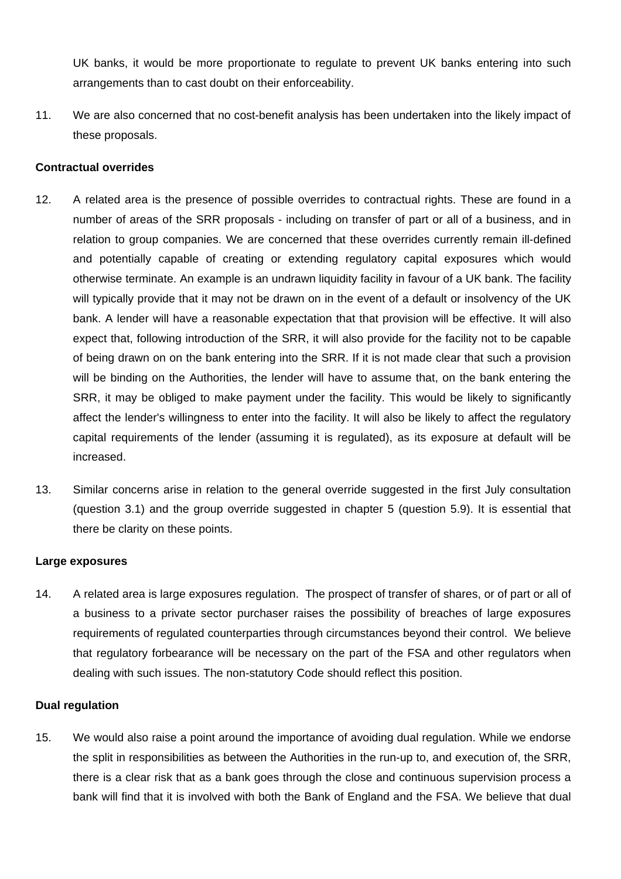UK banks, it would be more proportionate to regulate to prevent UK banks entering into such arrangements than to cast doubt on their enforceability.

11. We are also concerned that no cost-benefit analysis has been undertaken into the likely impact of these proposals.

**Contractual overrides**

12. A related area is the presence of possible overrides to contractual rights. These are found in a number of areas of the SRR proposals - including on transfer of part or all of a business, and in relation to group companies. We are concerned that these overrides currently remain ill-defined and potentially capable of creating or extending regulatory capital exposures which would otherwise terminate. An example is an undrawn liquidity facility in favour of a UK bank. The facility will typically provide that it may not be drawn on in the event of a default or insolvency of the UK bank. A lender will have a reasonable expectation that that provision will be effective. It will also expect that, following introduction of the SRR, it will also provide for the facility not to be capable of being drawn on on the bank entering into the SRR. If it is not made clear that such a provision will be binding on the Authorities, the lender will have to assume that, on the bank entering the SRR, it may be obliged to make payment under the facility. This would be likely to significantly affect the lender's willingness to enter into the facility. It will also be likely to affect the regulatory capital requirements of the lender (assuming it is regulated), as its exposure at default will be increased.

13. Similar concerns arise in relation to the general override suggested in the first July consultation (question 3.1) and the group override suggested in chapter 5 (question 5.9). It is essential that there be clarity on these points.

**Large exposures**

14. A related area is large exposures regulation. The prospect of transfer of shares, or of part or all of a business to a private sector purchaser raises the possibility of breaches of large exposures requirements of regulated counterparties through circumstances beyond their control. We believe that regulatory forbearance will be necessary on the part of the FSA and other regulators when dealing with such issues. The non-statutory Code should reflect this position.

**Dual regulation**

15. We would also raise a point around the importance of avoiding dual regulation. While we endorse the split in responsibilities as between the Authorities in the run-up to, and execution of, the SRR, there is a clear risk that as a bank goes through the close and continuous supervision process a bank will find that it is involved with both the Bank of England and the FSA. We believe that dual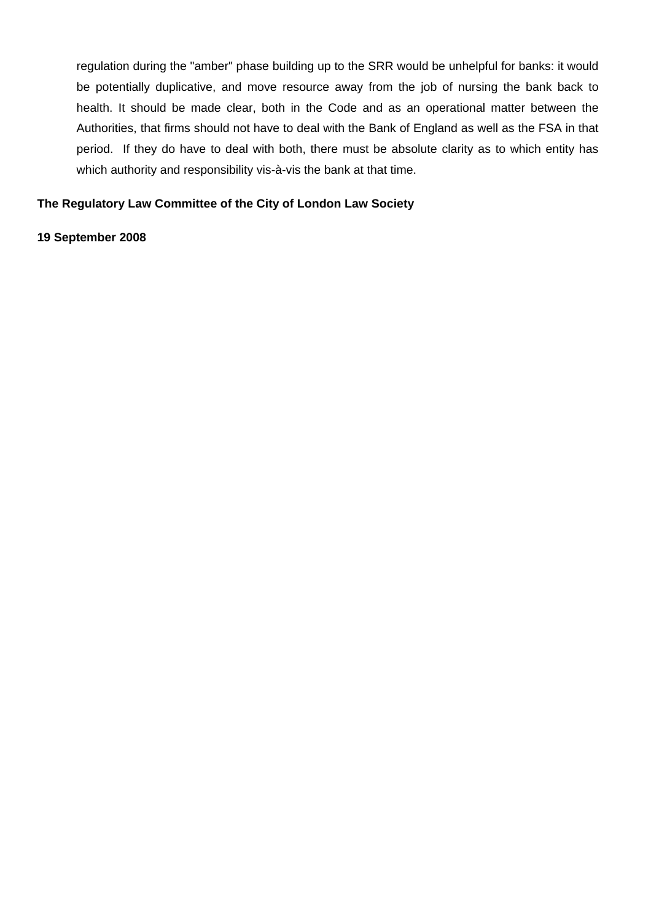regulation during the "amber" phase building up to the SRR would be unhelpful for banks: it would be potentially duplicative, and move resource away from the job of nursing the bank back to health. It should be made clear, both in the Code and as an operational matter between the Authorities, that firms should not have to deal with the Bank of England as well as the FSA in that period. If they do have to deal with both, there must be absolute clarity as to which entity has which authority and responsibility vis-à-vis the bank at that time.

**The Regulatory Law Committee of the City of London Law Society**

**19 September 2008**